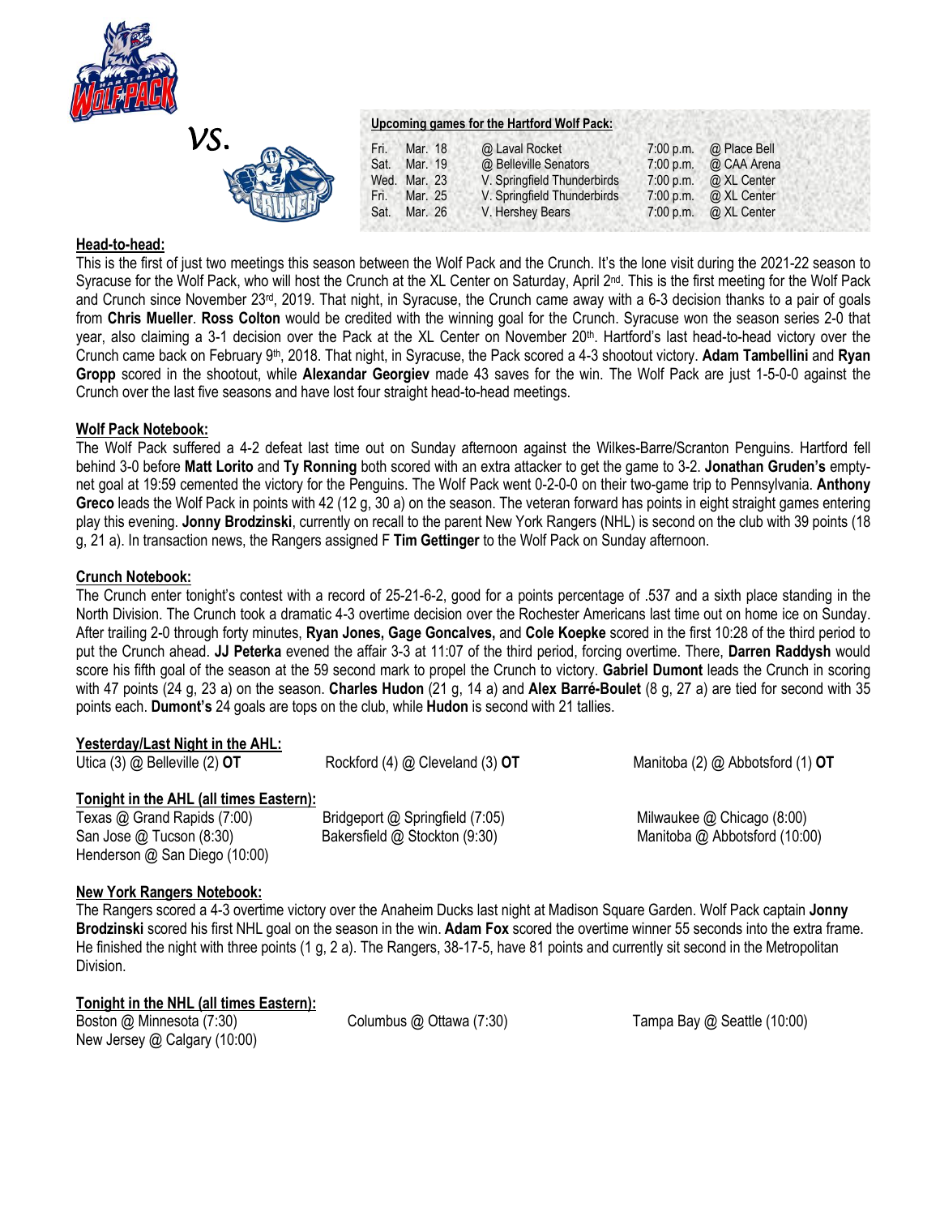*vs.*

**Upcoming games for the Hartford Wolf Pack:**

| | | | | |
|---|---|---|---|---|
| Fri. | Mar. 18 | @ Laval Rocket | 7:00 p.m. | @ Place Bell |
| Sat. | Mar. 19 | @ Belleville Senators | 7:00 p.m. | @ CAA Arena |
| Wed. | Mar. 23 | V. Springfield Thunderbirds | 7:00 p.m. | @ XL Center |
| Fri. | Mar. 25 | V. Springfield Thunderbirds | 7:00 p.m. | @ XL Center |
| Sat. | Mar. 26 | V. Hershey Bears | 7:00 p.m. | @ XL Center |

## Head-to-head:

This is the first of just two meetings this season between the Wolf Pack and the Crunch. It's the lone visit during the 2021-22 season to Syracuse for the Wolf Pack, who will host the Crunch at the XL Center on Saturday, April 2nd. This is the first meeting for the Wolf Pack and Crunch since November 23rd, 2019. That night, in Syracuse, the Crunch came away with a 6-3 decision thanks to a pair of goals from **Chris Mueller**. **Ross Colton** would be credited with the winning goal for the Crunch. Syracuse won the season series 2-0 that year, also claiming a 3-1 decision over the Pack at the XL Center on November 20th. Hartford's last head-to-head victory over the Crunch came back on February 9th, 2018. That night, in Syracuse, the Pack scored a 4-3 shootout victory. **Adam Tambellini** and **Ryan Gropp** scored in the shootout, while **Alexandar Georgiev** made 43 saves for the win. The Wolf Pack are just 1-5-0-0 against the Crunch over the last five seasons and have lost four straight head-to-head meetings.

## Wolf Pack Notebook:

The Wolf Pack suffered a 4-2 defeat last time out on Sunday afternoon against the Wilkes-Barre/Scranton Penguins. Hartford fell behind 3-0 before **Matt Lorito** and **Ty Ronning** both scored with an extra attacker to get the game to 3-2. **Jonathan Gruden's** empty-net goal at 19:59 cemented the victory for the Penguins. The Wolf Pack went 0-2-0-0 on their two-game trip to Pennsylvania. **Anthony Greco** leads the Wolf Pack in points with 42 (12 g, 30 a) on the season. The veteran forward has points in eight straight games entering play this evening. **Jonny Brodzinski**, currently on recall to the parent New York Rangers (NHL) is second on the club with 39 points (18 g, 21 a). In transaction news, the Rangers assigned F **Tim Gettinger** to the Wolf Pack on Sunday afternoon.

## Crunch Notebook:

The Crunch enter tonight's contest with a record of 25-21-6-2, good for a points percentage of .537 and a sixth place standing in the North Division. The Crunch took a dramatic 4-3 overtime decision over the Rochester Americans last time out on home ice on Sunday. After trailing 2-0 through forty minutes, **Ryan Jones, Gage Goncalves,** and **Cole Koepke** scored in the first 10:28 of the third period to put the Crunch ahead. **JJ Peterka** evened the affair 3-3 at 11:07 of the third period, forcing overtime. There, **Darren Raddysh** would score his fifth goal of the season at the 59 second mark to propel the Crunch to victory. **Gabriel Dumont** leads the Crunch in scoring with 47 points (24 g, 23 a) on the season. **Charles Hudon** (21 g, 14 a) and **Alex Barré-Boulet** (8 g, 27 a) are tied for second with 35 points each. **Dumont's** 24 goals are tops on the club, while **Hudon** is second with 21 tallies.

## Yesterday/Last Night in the AHL:

Utica (3) @ Belleville (2) **OT**
Rockford (4) @ Cleveland (3) **OT**
Manitoba (2) @ Abbotsford (1) **OT**

## Tonight in the AHL (all times Eastern):

Texas @ Grand Rapids (7:00)
Bridgeport @ Springfield (7:05)
Milwaukee @ Chicago (8:00)
San Jose @ Tucson (8:30)
Bakersfield @ Stockton (9:30)
Manitoba @ Abbotsford (10:00)
Henderson @ San Diego (10:00)

## New York Rangers Notebook:

The Rangers scored a 4-3 overtime victory over the Anaheim Ducks last night at Madison Square Garden. Wolf Pack captain **Jonny Brodzinski** scored his first NHL goal on the season in the win. **Adam Fox** scored the overtime winner 55 seconds into the extra frame. He finished the night with three points (1 g, 2 a). The Rangers, 38-17-5, have 81 points and currently sit second in the Metropolitan Division.

## Tonight in the NHL (all times Eastern):

Boston @ Minnesota (7:30)
Columbus @ Ottawa (7:30)
Tampa Bay @ Seattle (10:00)
New Jersey @ Calgary (10:00)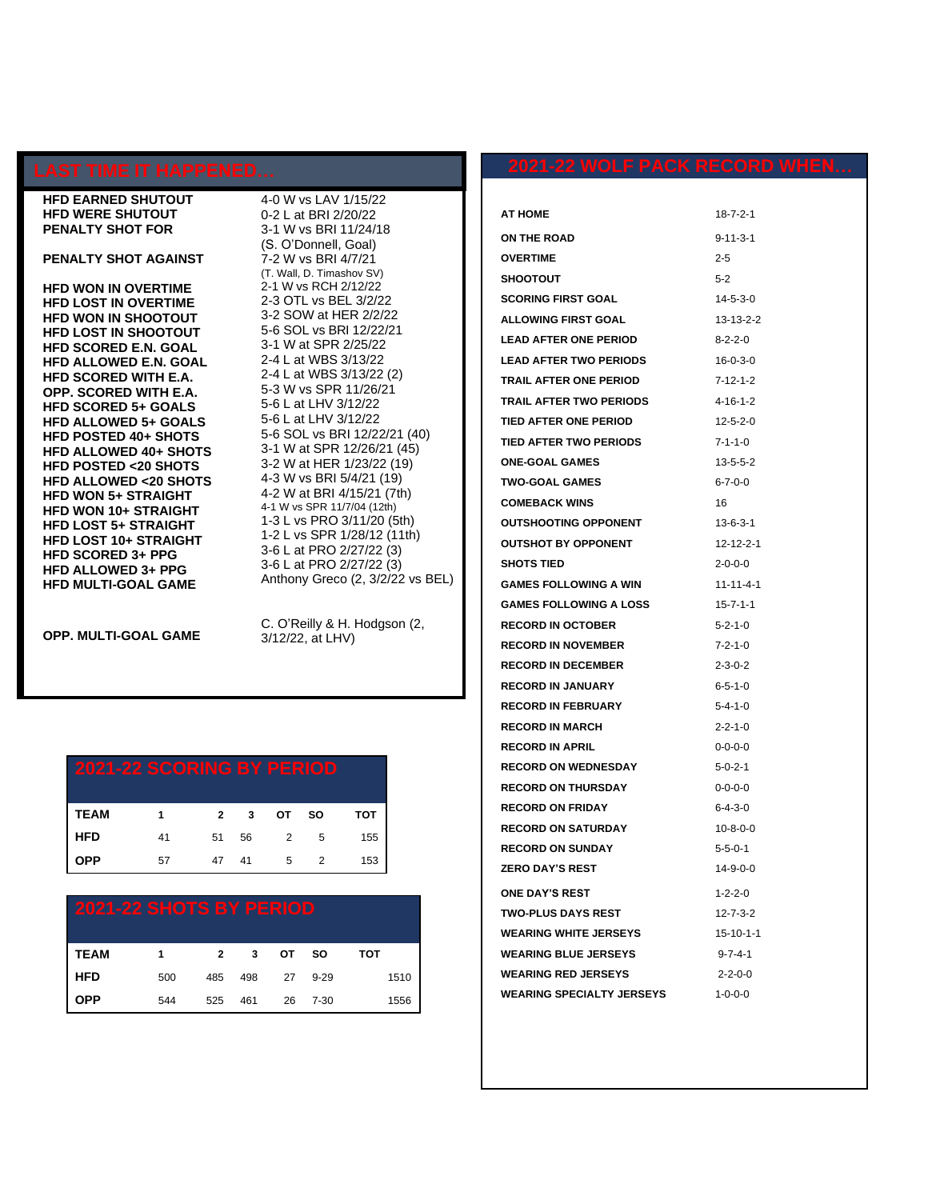## LAST TIME IT HAPPENED…

| | |
|---|---|
| **HFD EARNED SHUTOUT** | 4-0 W vs LAV 1/15/22 |
| **HFD WERE SHUTOUT** | 0-2 L at BRI 2/20/22 |
| **PENALTY SHOT FOR** | 3-1 W vs BRI 11/24/18 (S. O'Donnell, Goal) |
| **PENALTY SHOT AGAINST** | 7-2 W vs BRI 4/7/21 (T. Wall, D. Timashov SV) |
| **HFD WON IN OVERTIME** | 2-1 W vs RCH 2/12/22 |
| **HFD LOST IN OVERTIME** | 2-3 OTL vs BEL 3/2/22 |
| **HFD WON IN SHOOTOUT** | 3-2 SOW at HER 2/2/22 |
| **HFD LOST IN SHOOTOUT** | 5-6 SOL vs BRI 12/22/21 |
| **HFD SCORED E.N. GOAL** | 3-1 W at SPR 2/25/22 |
| **HFD ALLOWED E.N. GOAL** | 2-4 L at WBS 3/13/22 |
| **HFD SCORED WITH E.A.** | 2-4 L at WBS 3/13/22 (2) |
| **OPP. SCORED WITH E.A.** | 5-3 W vs SPR 11/26/21 |
| **HFD SCORED 5+ GOALS** | 5-6 L at LHV 3/12/22 |
| **HFD ALLOWED 5+ GOALS** | 5-6 L at LHV 3/12/22 |
| **HFD POSTED 40+ SHOTS** | 5-6 SOL vs BRI 12/22/21 (40) |
| **HFD ALLOWED 40+ SHOTS** | 3-1 W at SPR 12/26/21 (45) |
| **HFD POSTED <20 SHOTS** | 3-2 W at HER 1/23/22 (19) |
| **HFD ALLOWED <20 SHOTS** | 4-3 W vs BRI 5/4/21 (19) |
| **HFD WON 5+ STRAIGHT** | 4-2 W at BRI 4/15/21 (7th) |
| **HFD WON 10+ STRAIGHT** | 4-1 W vs SPR 11/7/04 (12th) |
| **HFD LOST 5+ STRAIGHT** | 1-3 L vs PRO 3/11/20 (5th) |
| **HFD LOST 10+ STRAIGHT** | 1-2 L vs SPR 1/28/12 (11th) |
| **HFD SCORED 3+ PPG** | 3-6 L at PRO 2/27/22 (3) |
| **HFD ALLOWED 3+ PPG** | 3-6 L at PRO 2/27/22 (3) |
| **HFD MULTI-GOAL GAME** | Anthony Greco (2, 3/2/22 vs BEL) |
| **OPP. MULTI-GOAL GAME** | C. O'Reilly & H. Hodgson (2, 3/12/22, at LHV) |

## 2021-22 SCORING BY PERIOD

| TEAM | 1 | 2 | 3 | OT | SO | TOT |
|---|---|---|---|---|---|---|
| HFD | 41 | 51 | 56 | 2 | 5 | 155 |
| OPP | 57 | 47 | 41 | 5 | 2 | 153 |

## 2021-22 SHOTS BY PERIOD

| TEAM | 1 | 2 | 3 | OT | SO | TOT |
|---|---|---|---|---|---|---|
| HFD | 500 | 485 | 498 | 27 | 9-29 | 1510 |
| OPP | 544 | 525 | 461 | 26 | 7-30 | 1556 |

## 2021-22 WOLF PACK RECORD WHEN…

| | |
|---|---|
| AT HOME | 18-7-2-1 |
| ON THE ROAD | 9-11-3-1 |
| OVERTIME | 2-5 |
| SHOOTOUT | 5-2 |
| SCORING FIRST GOAL | 14-5-3-0 |
| ALLOWING FIRST GOAL | 13-13-2-2 |
| LEAD AFTER ONE PERIOD | 8-2-2-0 |
| LEAD AFTER TWO PERIODS | 16-0-3-0 |
| TRAIL AFTER ONE PERIOD | 7-12-1-2 |
| TRAIL AFTER TWO PERIODS | 4-16-1-2 |
| TIED AFTER ONE PERIOD | 12-5-2-0 |
| TIED AFTER TWO PERIODS | 7-1-1-0 |
| ONE-GOAL GAMES | 13-5-5-2 |
| TWO-GOAL GAMES | 6-7-0-0 |
| COMEBACK WINS | 16 |
| OUTSHOOTING OPPONENT | 13-6-3-1 |
| OUTSHOT BY OPPONENT | 12-12-2-1 |
| SHOTS TIED | 2-0-0-0 |
| GAMES FOLLOWING A WIN | 11-11-4-1 |
| GAMES FOLLOWING A LOSS | 15-7-1-1 |
| RECORD IN OCTOBER | 5-2-1-0 |
| RECORD IN NOVEMBER | 7-2-1-0 |
| RECORD IN DECEMBER | 2-3-0-2 |
| RECORD IN JANUARY | 6-5-1-0 |
| RECORD IN FEBRUARY | 5-4-1-0 |
| RECORD IN MARCH | 2-2-1-0 |
| RECORD IN APRIL | 0-0-0-0 |
| RECORD ON WEDNESDAY | 5-0-2-1 |
| RECORD ON THURSDAY | 0-0-0-0 |
| RECORD ON FRIDAY | 6-4-3-0 |
| RECORD ON SATURDAY | 10-8-0-0 |
| RECORD ON SUNDAY | 5-5-0-1 |
| ZERO DAY'S REST | 14-9-0-0 |
| ONE DAY'S REST | 1-2-2-0 |
| TWO-PLUS DAYS REST | 12-7-3-2 |
| WEARING WHITE JERSEYS | 15-10-1-1 |
| WEARING BLUE JERSEYS | 9-7-4-1 |
| WEARING RED JERSEYS | 2-2-0-0 |
| WEARING SPECIALTY JERSEYS | 1-0-0-0 |